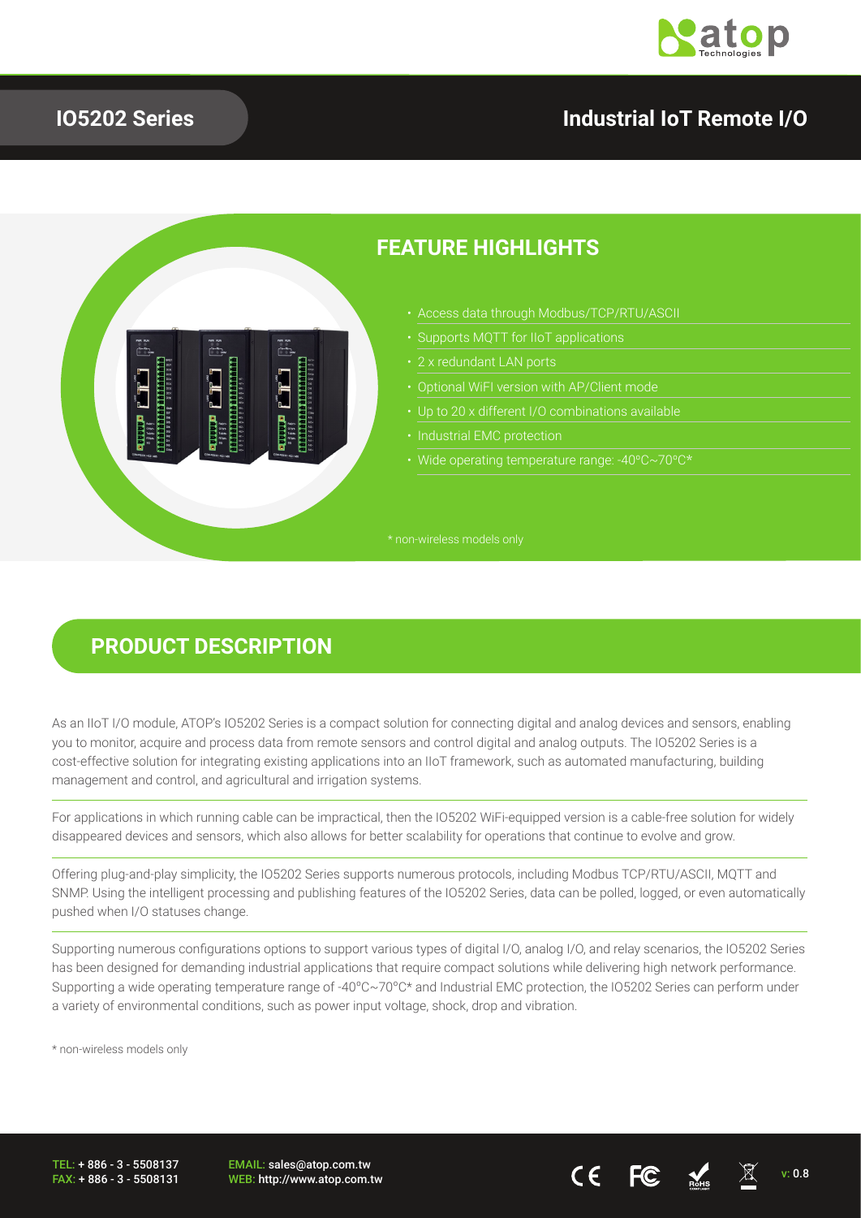# IO5202 Series

## Industrial IoT Remote I/O

## FEATURE HIGHLIGHTS

- Access data through Modbus/TCP/RTU/ASCII
- Supports MQTT for IIoT applications
- 2 x redundant LAN ports
- Optional WiFI version with AP/Client mode
- Up to 20 x different I/O combinations available
- Industrial EMC protection
- Wide operating temperature range: -40°C~70°C*

\* non-wireless models only

## PRODUCT DESCRIPTION

As an IIoT I/O module, ATOP's IO5202 Series is a compact solution for connecting digital and analog devices and sensors, enabling you to monitor, acquire and process data from remote sensors and control digital and analog outputs. The IO5202 Series is a cost-effective solution for integrating existing applications into an IIoT framework, such as automated manufacturing, building management and control, and agricultural and irrigation systems.

For applications in which running cable can be impractical, then the IO5202 WiFi-equipped version is a cable-free solution for widely disappeared devices and sensors, which also allows for better scalability for operations that continue to evolve and grow.

Offering plug-and-play simplicity, the IO5202 Series supports numerous protocols, including Modbus TCP/RTU/ASCII, MQTT and SNMP. Using the intelligent processing and publishing features of the IO5202 Series, data can be polled, logged, or even automatically pushed when I/O statuses change.

Supporting numerous configurations options to support various types of digital I/O, analog I/O, and relay scenarios, the IO5202 Series has been designed for demanding industrial applications that require compact solutions while delivering high network performance. Supporting a wide operating temperature range of -40°C~70°C* and Industrial EMC protection, the IO5202 Series can perform under a variety of environmental conditions, such as power input voltage, shock, drop and vibration.

\* non-wireless models only

TEL: + 886 - 3 - 5508137
FAX: + 886 - 3 - 5508131

EMAIL: sales@atop.com.tw
WEB: http://www.atop.com.tw

v: 0.8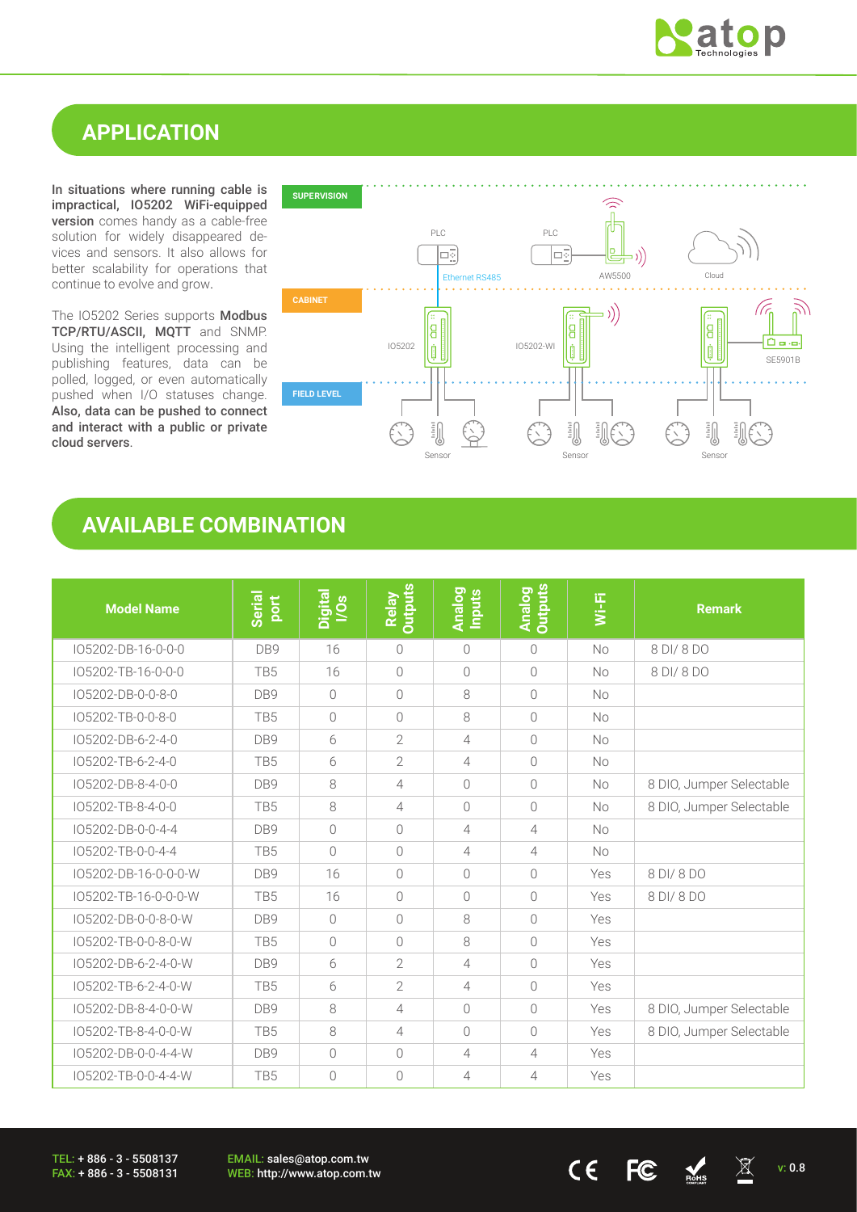## APPLICATION

**In situations where running cable is impractical, IO5202 WiFi-equipped version** comes handy as a cable-free solution for widely disappeared devices and sensors. It also allows for better scalability for operations that continue to evolve and grow.

The IO5202 Series supports **Modbus TCP/RTU/ASCII, MQTT** and SNMP. Using the intelligent processing and publishing features, data can be polled, logged, or even automatically pushed when I/O statuses change. **Also, data can be pushed to connect and interact with a public or private cloud servers**.

SUPERVISION

PLC PLC AW5500 Cloud

Ethernet RS485

CABINET

IO5202 IO5202-WI SE5901B

FIELD LEVEL

Sensor Sensor Sensor

## AVAILABLE COMBINATION

| Model Name | Serial port | Digital I/Os | Relay Outputs | Analog Inputs | Analog Outputs | Wi-Fi | Remark |
|---|---|---|---|---|---|---|---|
| IO5202-DB-16-0-0-0 | DB9 | 16 | 0 | 0 | 0 | No | 8 DI/ 8 DO |
| IO5202-TB-16-0-0-0 | TB5 | 16 | 0 | 0 | 0 | No | 8 DI/ 8 DO |
| IO5202-DB-0-0-8-0 | DB9 | 0 | 0 | 8 | 0 | No | |
| IO5202-TB-0-0-8-0 | TB5 | 0 | 0 | 8 | 0 | No | |
| IO5202-DB-6-2-4-0 | DB9 | 6 | 2 | 4 | 0 | No | |
| IO5202-TB-6-2-4-0 | TB5 | 6 | 2 | 4 | 0 | No | |
| IO5202-DB-8-4-0-0 | DB9 | 8 | 4 | 0 | 0 | No | 8 DIO, Jumper Selectable |
| IO5202-TB-8-4-0-0 | TB5 | 8 | 4 | 0 | 0 | No | 8 DIO, Jumper Selectable |
| IO5202-DB-0-0-4-4 | DB9 | 0 | 0 | 4 | 4 | No | |
| IO5202-TB-0-0-4-4 | TB5 | 0 | 0 | 4 | 4 | No | |
| IO5202-DB-16-0-0-0-W | DB9 | 16 | 0 | 0 | 0 | Yes | 8 DI/ 8 DO |
| IO5202-TB-16-0-0-0-W | TB5 | 16 | 0 | 0 | 0 | Yes | 8 DI/ 8 DO |
| IO5202-DB-0-0-8-0-W | DB9 | 0 | 0 | 8 | 0 | Yes | |
| IO5202-TB-0-0-8-0-W | TB5 | 0 | 0 | 8 | 0 | Yes | |
| IO5202-DB-6-2-4-0-W | DB9 | 6 | 2 | 4 | 0 | Yes | |
| IO5202-TB-6-2-4-0-W | TB5 | 6 | 2 | 4 | 0 | Yes | |
| IO5202-DB-8-4-0-0-W | DB9 | 8 | 4 | 0 | 0 | Yes | 8 DIO, Jumper Selectable |
| IO5202-TB-8-4-0-0-W | TB5 | 8 | 4 | 0 | 0 | Yes | 8 DIO, Jumper Selectable |
| IO5202-DB-0-0-4-4-W | DB9 | 0 | 0 | 4 | 4 | Yes | |
| IO5202-TB-0-0-4-4-W | TB5 | 0 | 0 | 4 | 4 | Yes | |

TEL: + 886 - 3 - 5508137
FAX: + 886 - 3 - 5508131

EMAIL: sales@atop.com.tw
WEB: http://www.atop.com.tw

v: 0.8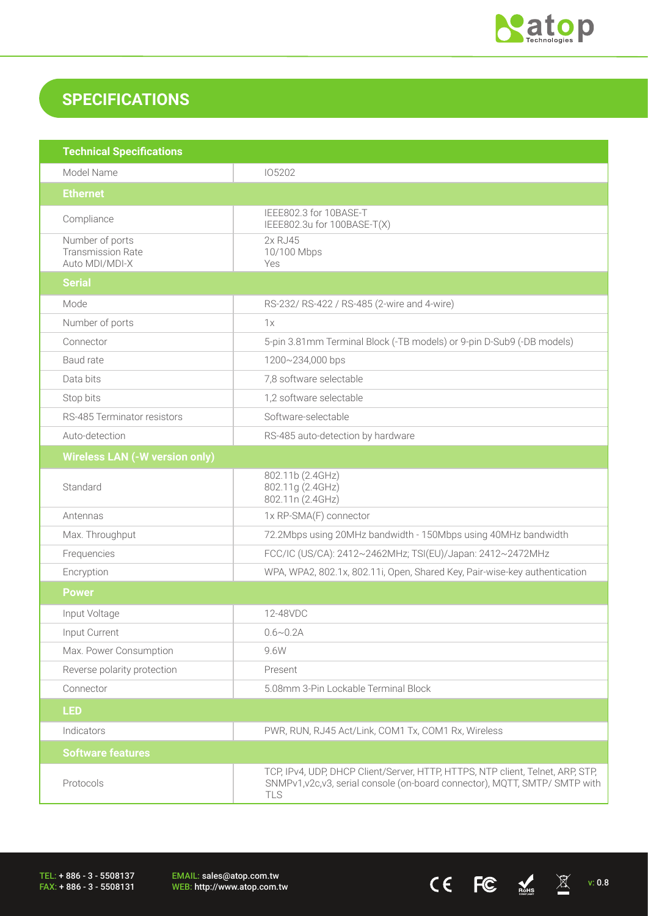## SPECIFICATIONS

| Technical Specifications | |
|---|---|
| Model Name | IO5202 |
| **Ethernet** | |
| Compliance | IEEE802.3 for 10BASE-T<br>IEEE802.3u for 100BASE-T(X) |
| Number of ports<br>Transmission Rate<br>Auto MDI/MDI-X | 2x RJ45<br>10/100 Mbps<br>Yes |
| **Serial** | |
| Mode | RS-232/ RS-422 / RS-485 (2-wire and 4-wire) |
| Number of ports | 1x |
| Connector | 5-pin 3.81mm Terminal Block (-TB models) or 9-pin D-Sub9 (-DB models) |
| Baud rate | 1200~234,000 bps |
| Data bits | 7,8 software selectable |
| Stop bits | 1,2 software selectable |
| RS-485 Terminator resistors | Software-selectable |
| Auto-detection | RS-485 auto-detection by hardware |
| **Wireless LAN (-W version only)** | |
| Standard | 802.11b (2.4GHz)<br>802.11g (2.4GHz)<br>802.11n (2.4GHz) |
| Antennas | 1x RP-SMA(F) connector |
| Max. Throughput | 72.2Mbps using 20MHz bandwidth - 150Mbps using 40MHz bandwidth |
| Frequencies | FCC/IC (US/CA): 2412~2462MHz; TSI(EU)/Japan: 2412~2472MHz |
| Encryption | WPA, WPA2, 802.1x, 802.11i, Open, Shared Key, Pair-wise-key authentication |
| **Power** | |
| Input Voltage | 12-48VDC |
| Input Current | 0.6~0.2A |
| Max. Power Consumption | 9.6W |
| Reverse polarity protection | Present |
| Connector | 5.08mm 3-Pin Lockable Terminal Block |
| **LED** | |
| Indicators | PWR, RUN, RJ45 Act/Link, COM1 Tx, COM1 Rx, Wireless |
| **Software features** | |
| Protocols | TCP, IPv4, UDP, DHCP Client/Server, HTTP, HTTPS, NTP client, Telnet, ARP, STP, SNMPv1,v2c,v3, serial console (on-board connector), MQTT, SMTP/ SMTP with TLS |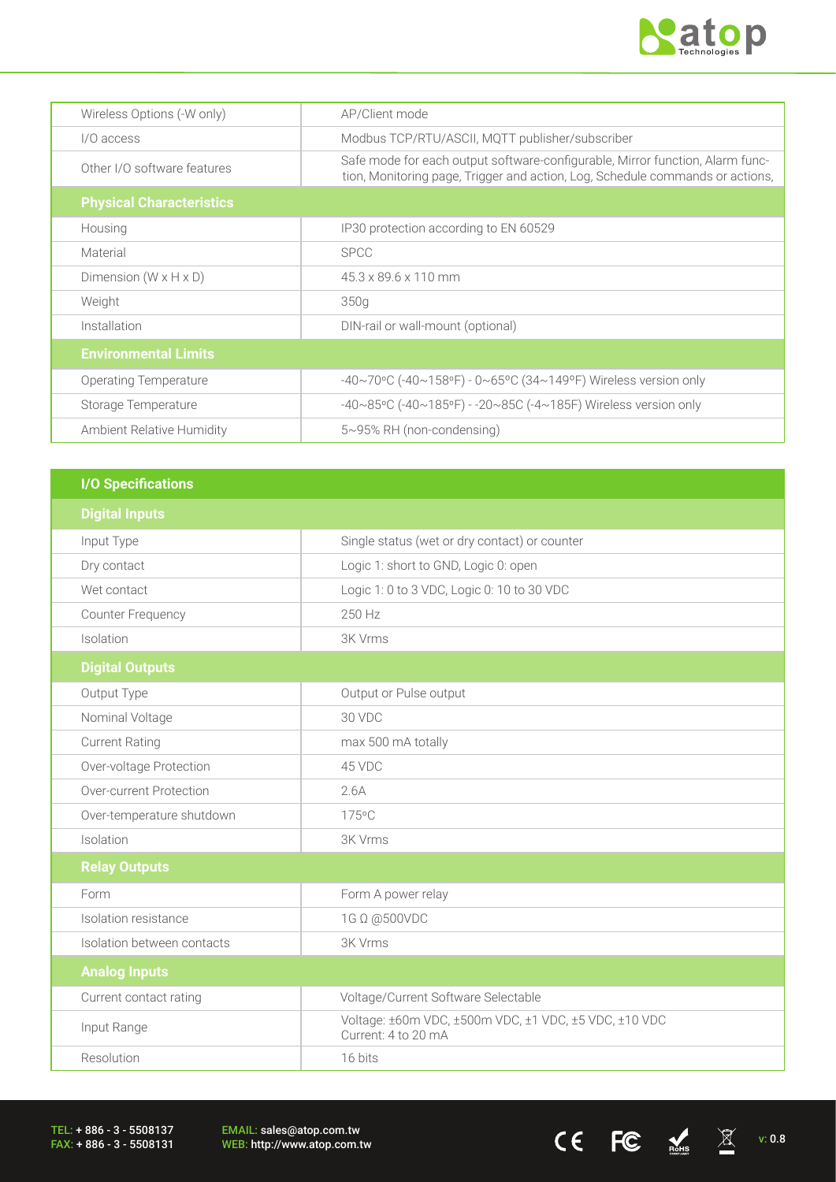| | |
|---|---|
| Wireless Options (-W only) | AP/Client mode |
| I/O access | Modbus TCP/RTU/ASCII, MQTT publisher/subscriber |
| Other I/O software features | Safe mode for each output software-configurable, Mirror function, Alarm function, Monitoring page, Trigger and action, Log, Schedule commands or actions, |
| **Physical Characteristics** | |
| Housing | IP30 protection according to EN 60529 |
| Material | SPCC |
| Dimension (W x H x D) | 45.3 x 89.6 x 110 mm |
| Weight | 350g |
| Installation | DIN-rail or wall-mount (optional) |
| **Environmental Limits** | |
| Operating Temperature | -40~70°C (-40~158°F) - 0~65°C (34~149°F) Wireless version only |
| Storage Temperature | -40~85°C (-40~185°F) - -20~85C (-4~185F) Wireless version only |
| Ambient Relative Humidity | 5~95% RH (non-condensing) |

| **I/O Specifications** | |
|---|---|
| **Digital Inputs** | |
| Input Type | Single status (wet or dry contact) or counter |
| Dry contact | Logic 1: short to GND, Logic 0: open |
| Wet contact | Logic 1: 0 to 3 VDC, Logic 0: 10 to 30 VDC |
| Counter Frequency | 250 Hz |
| Isolation | 3K Vrms |
| **Digital Outputs** | |
| Output Type | Output or Pulse output |
| Nominal Voltage | 30 VDC |
| Current Rating | max 500 mA totally |
| Over-voltage Protection | 45 VDC |
| Over-current Protection | 2.6A |
| Over-temperature shutdown | 175°C |
| Isolation | 3K Vrms |
| **Relay Outputs** | |
| Form | Form A power relay |
| Isolation resistance | 1G Ω @500VDC |
| Isolation between contacts | 3K Vrms |
| **Analog Inputs** | |
| Current contact rating | Voltage/Current Software Selectable |
| Input Range | Voltage: ±60m VDC, ±500m VDC, ±1 VDC, ±5 VDC, ±10 VDC<br>Current: 4 to 20 mA |
| Resolution | 16 bits |

TEL: + 886 - 3 - 5508137
FAX: + 886 - 3 - 5508131

EMAIL: sales@atop.com.tw
WEB: http://www.atop.com.tw

v: 0.8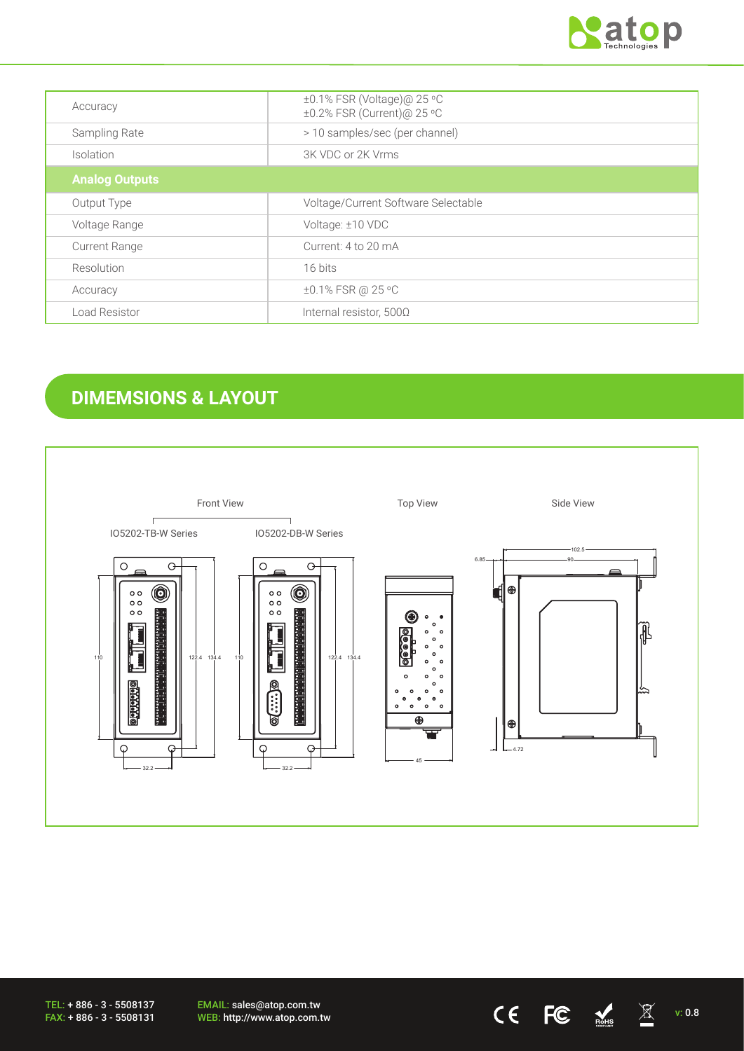| Accuracy | ±0.1% FSR (Voltage)@ 25 ºC<br>±0.2% FSR (Current)@ 25 ºC |
|---|---|
| Sampling Rate | > 10 samples/sec (per channel) |
| Isolation | 3K VDC or 2K Vrms |
| **Analog Outputs** | |
| Output Type | Voltage/Current Software Selectable |
| Voltage Range | Voltage: ±10 VDC |
| Current Range | Current: 4 to 20 mA |
| Resolution | 16 bits |
| Accuracy | ±0.1% FSR @ 25 ºC |
| Load Resistor | Internal resistor, 500Ω |

## DIMEMSIONS & LAYOUT

Front View

IO5202-TB-W Series

IO5202-DB-W Series

Top View

Side View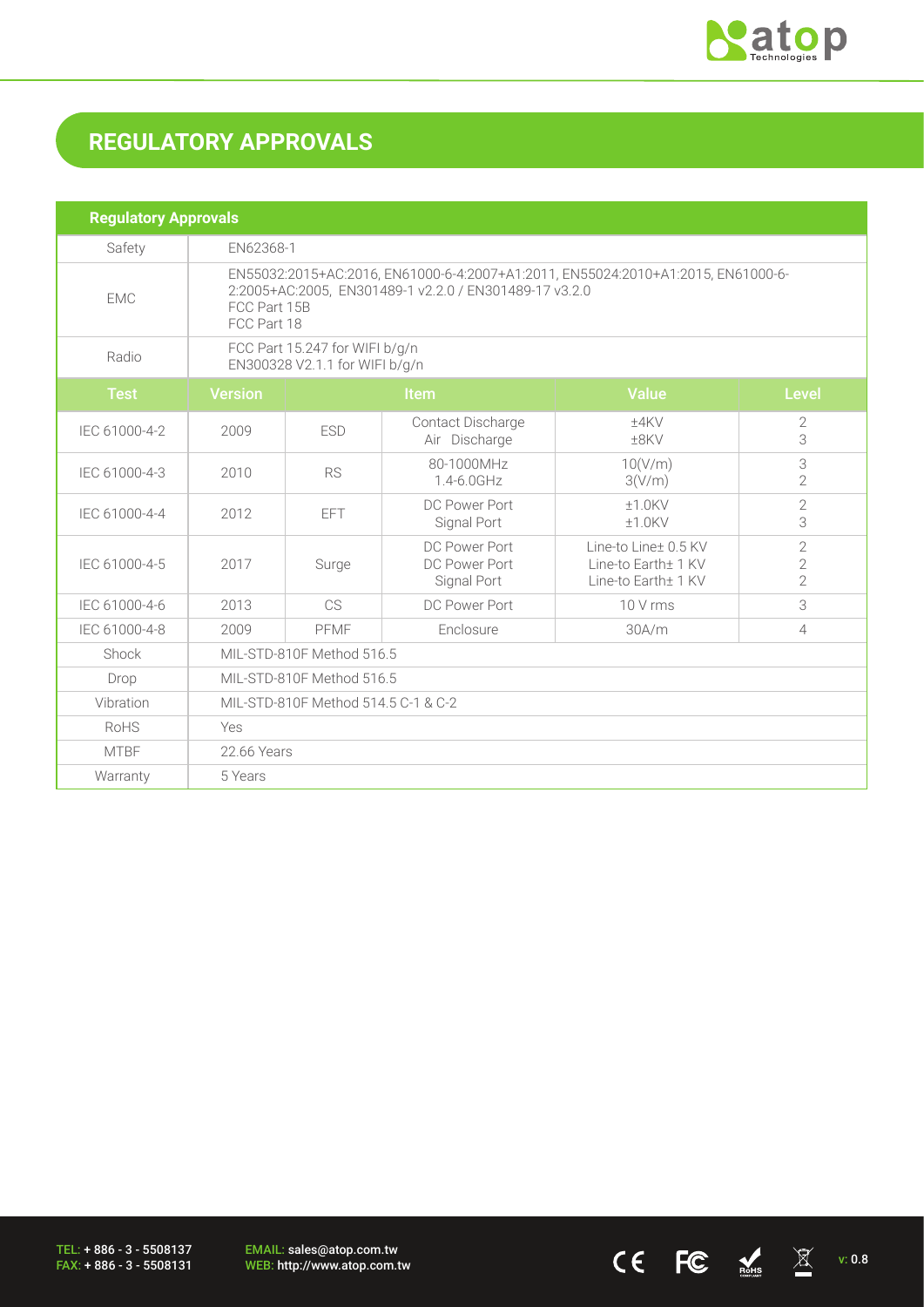## REGULATORY APPROVALS

| Regulatory Approvals | | | | | |
|---|---|---|---|---|---|
| Safety | EN62368-1 | | | | |
| EMC | EN55032:2015+AC:2016, EN61000-6-4:2007+A1:2011, EN55024:2010+A1:2015, EN61000-6-2:2005+AC:2005, EN301489-1 v2.2.0 / EN301489-17 v3.2.0<br>FCC Part 15B<br>FCC Part 18 | | | | |
| Radio | FCC Part 15.247 for WIFI b/g/n<br>EN300328 V2.1.1 for WIFI b/g/n | | | | |
| **Test** | **Version** | | **Item** | **Value** | **Level** |
| IEC 61000-4-2 | 2009 | ESD | Contact Discharge<br>Air Discharge | ±4KV<br>±8KV | 2<br>3 |
| IEC 61000-4-3 | 2010 | RS | 80-1000MHz<br>1.4-6.0GHz | 10(V/m)<br>3(V/m) | 3<br>2 |
| IEC 61000-4-4 | 2012 | EFT | DC Power Port<br>Signal Port | ±1.0KV<br>±1.0KV | 2<br>3 |
| IEC 61000-4-5 | 2017 | Surge | DC Power Port<br>DC Power Port<br>Signal Port | Line-to Line± 0.5 KV<br>Line-to Earth± 1 KV<br>Line-to Earth± 1 KV | 2<br>2<br>2 |
| IEC 61000-4-6 | 2013 | CS | DC Power Port | 10 V rms | 3 |
| IEC 61000-4-8 | 2009 | PFMF | Enclosure | 30A/m | 4 |
| Shock | MIL-STD-810F Method 516.5 | | | | |
| Drop | MIL-STD-810F Method 516.5 | | | | |
| Vibration | MIL-STD-810F Method 514.5 C-1 & C-2 | | | | |
| RoHS | Yes | | | | |
| MTBF | 22.66 Years | | | | |
| Warranty | 5 Years | | | | |

TEL: + 886 - 3 - 5508137
FAX: + 886 - 3 - 5508131

EMAIL: sales@atop.com.tw
WEB: http://www.atop.com.tw

v: 0.8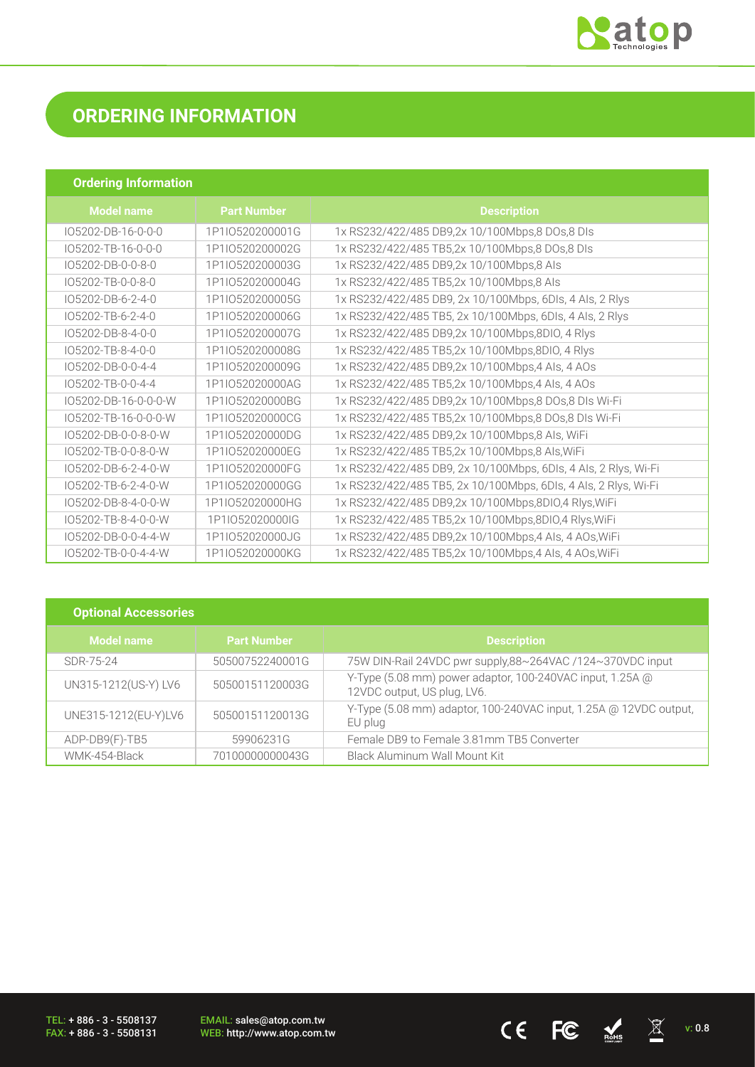## ORDERING INFORMATION

### Ordering Information

| Model name | Part Number | Description |
|---|---|---|
| IO5202-DB-16-0-0-0 | 1P1IO520200001G | 1x RS232/422/485 DB9,2x 10/100Mbps,8 DOs,8 DIs |
| IO5202-TB-16-0-0-0 | 1P1IO520200002G | 1x RS232/422/485 TB5,2x 10/100Mbps,8 DOs,8 DIs |
| IO5202-DB-0-0-8-0 | 1P1IO520200003G | 1x RS232/422/485 DB9,2x 10/100Mbps,8 AIs |
| IO5202-TB-0-0-8-0 | 1P1IO520200004G | 1x RS232/422/485 TB5,2x 10/100Mbps,8 AIs |
| IO5202-DB-6-2-4-0 | 1P1IO520200005G | 1x RS232/422/485 DB9, 2x 10/100Mbps, 6DIs, 4 AIs, 2 Rlys |
| IO5202-TB-6-2-4-0 | 1P1IO520200006G | 1x RS232/422/485 TB5, 2x 10/100Mbps, 6DIs, 4 AIs, 2 Rlys |
| IO5202-DB-8-4-0-0 | 1P1IO520200007G | 1x RS232/422/485 DB9,2x 10/100Mbps,8DIO, 4 Rlys |
| IO5202-TB-8-4-0-0 | 1P1IO520200008G | 1x RS232/422/485 TB5,2x 10/100Mbps,8DIO, 4 Rlys |
| IO5202-DB-0-0-4-4 | 1P1IO520200009G | 1x RS232/422/485 DB9,2x 10/100Mbps,4 AIs, 4 AOs |
| IO5202-TB-0-0-4-4 | 1P1IO52020000AG | 1x RS232/422/485 TB5,2x 10/100Mbps,4 AIs, 4 AOs |
| IO5202-DB-16-0-0-0-W | 1P1IO52020000BG | 1x RS232/422/485 DB9,2x 10/100Mbps,8 DOs,8 DIs Wi-Fi |
| IO5202-TB-16-0-0-0-W | 1P1IO52020000CG | 1x RS232/422/485 TB5,2x 10/100Mbps,8 DOs,8 DIs Wi-Fi |
| IO5202-DB-0-0-8-0-W | 1P1IO52020000DG | 1x RS232/422/485 DB9,2x 10/100Mbps,8 AIs, WiFi |
| IO5202-TB-0-0-8-0-W | 1P1IO52020000EG | 1x RS232/422/485 TB5,2x 10/100Mbps,8 AIs,WiFi |
| IO5202-DB-6-2-4-0-W | 1P1IO52020000FG | 1x RS232/422/485 DB9, 2x 10/100Mbps, 6DIs, 4 AIs, 2 Rlys, Wi-Fi |
| IO5202-TB-6-2-4-0-W | 1P1IO52020000GG | 1x RS232/422/485 TB5, 2x 10/100Mbps, 6DIs, 4 AIs, 2 Rlys, Wi-Fi |
| IO5202-DB-8-4-0-0-W | 1P1IO52020000HG | 1x RS232/422/485 DB9,2x 10/100Mbps,8DIO,4 Rlys,WiFi |
| IO5202-TB-8-4-0-0-W | 1P1IO52020000IG | 1x RS232/422/485 TB5,2x 10/100Mbps,8DIO,4 Rlys,WiFi |
| IO5202-DB-0-0-4-4-W | 1P1IO52020000JG | 1x RS232/422/485 DB9,2x 10/100Mbps,4 AIs, 4 AOs,WiFi |
| IO5202-TB-0-0-4-4-W | 1P1IO52020000KG | 1x RS232/422/485 TB5,2x 10/100Mbps,4 AIs, 4 AOs,WiFi |

### Optional Accessories

| Model name | Part Number | Description |
|---|---|---|
| SDR-75-24 | 505007522400001G | 75W DIN-Rail 24VDC pwr supply,88~264VAC /124~370VDC input |
| UN315-1212(US-Y) LV6 | 50500151120003G | Y-Type (5.08 mm) power adaptor, 100-240VAC input, 1.25A @ 12VDC output, US plug, LV6. |
| UNE315-1212(EU-Y)LV6 | 50500151120013G | Y-Type (5.08 mm) adaptor, 100-240VAC input, 1.25A @ 12VDC output, EU plug |
| ADP-DB9(F)-TB5 | 59906231G | Female DB9 to Female 3.81mm TB5 Converter |
| WMK-454-Black | 70100000000043G | Black Aluminum Wall Mount Kit |

TEL: + 886 - 3 - 5508137
FAX: + 886 - 3 - 5508131

EMAIL: sales@atop.com.tw
WEB: http://www.atop.com.tw

v: 0.8